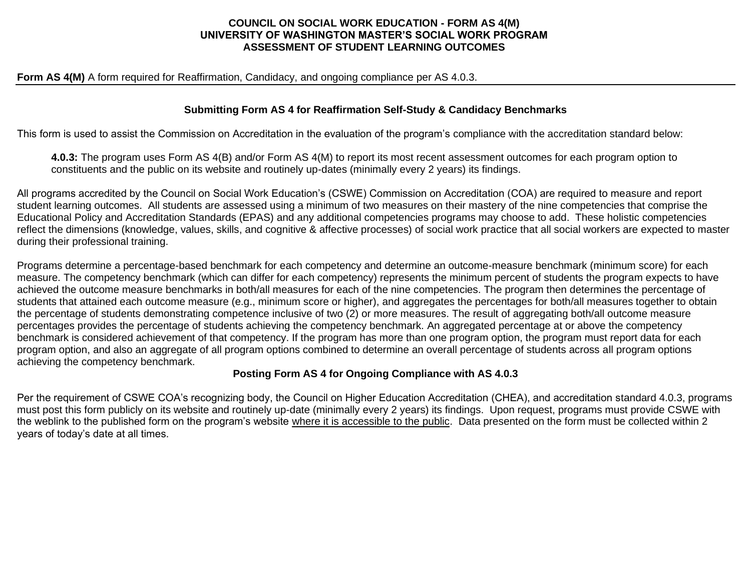# COUNCIL ON SOCIAL WORK EDUCATION - FORM AS 4(M)
# UNIVERSITY OF WASHINGTON MASTER'S SOCIAL WORK PROGRAM
# ASSESSMENT OF STUDENT LEARNING OUTCOMES

**Form AS 4(M)** A form required for Reaffirmation, Candidacy, and ongoing compliance per AS 4.0.3.

---

## Submitting Form AS 4 for Reaffirmation Self-Study & Candidacy Benchmarks

This form is used to assist the Commission on Accreditation in the evaluation of the program's compliance with the accreditation standard below:

> **4.0.3:** The program uses Form AS 4(B) and/or Form AS 4(M) to report its most recent assessment outcomes for each program option to constituents and the public on its website and routinely up-dates (minimally every 2 years) its findings.

All programs accredited by the Council on Social Work Education's (CSWE) Commission on Accreditation (COA) are required to measure and report student learning outcomes. All students are assessed using a minimum of two measures on their mastery of the nine competencies that comprise the Educational Policy and Accreditation Standards (EPAS) and any additional competencies programs may choose to add. These holistic competencies reflect the dimensions (knowledge, values, skills, and cognitive & affective processes) of social work practice that all social workers are expected to master during their professional training.

Programs determine a percentage-based benchmark for each competency and determine an outcome-measure benchmark (minimum score) for each measure. The competency benchmark (which can differ for each competency) represents the minimum percent of students the program expects to have achieved the outcome measure benchmarks in both/all measures for each of the nine competencies. The program then determines the percentage of students that attained each outcome measure (e.g., minimum score or higher), and aggregates the percentages for both/all measures together to obtain the percentage of students demonstrating competence inclusive of two (2) or more measures. The result of aggregating both/all outcome measure percentages provides the percentage of students achieving the competency benchmark. An aggregated percentage at or above the competency benchmark is considered achievement of that competency. If the program has more than one program option, the program must report data for each program option, and also an aggregate of all program options combined to determine an overall percentage of students across all program options achieving the competency benchmark.

## Posting Form AS 4 for Ongoing Compliance with AS 4.0.3

Per the requirement of CSWE COA's recognizing body, the Council on Higher Education Accreditation (CHEA), and accreditation standard 4.0.3, programs must post this form publicly on its website and routinely up-date (minimally every 2 years) its findings. Upon request, programs must provide CSWE with the weblink to the published form on the program's website where it is accessible to the public. Data presented on the form must be collected within 2 years of today's date at all times.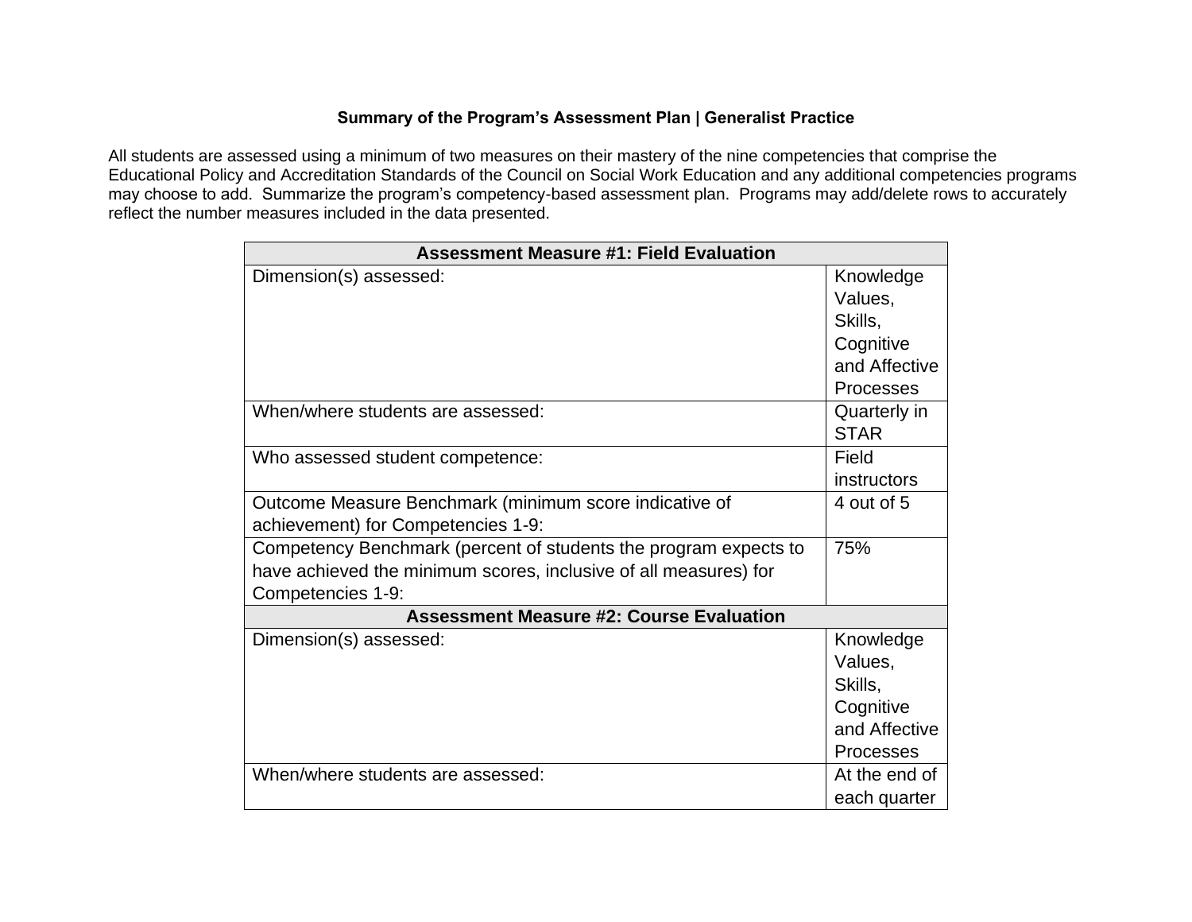**Summary of the Program's Assessment Plan | Generalist Practice**

All students are assessed using a minimum of two measures on their mastery of the nine competencies that comprise the Educational Policy and Accreditation Standards of the Council on Social Work Education and any additional competencies programs may choose to add. Summarize the program's competency-based assessment plan. Programs may add/delete rows to accurately reflect the number measures included in the data presented.

| **Assessment Measure #1: Field Evaluation** | |
|---|---|
| Dimension(s) assessed: | Knowledge Values, Skills, Cognitive and Affective Processes |
| When/where students are assessed: | Quarterly in STAR |
| Who assessed student competence: | Field instructors |
| Outcome Measure Benchmark (minimum score indicative of achievement) for Competencies 1-9: | 4 out of 5 |
| Competency Benchmark (percent of students the program expects to have achieved the minimum scores, inclusive of all measures) for Competencies 1-9: | 75% |
| **Assessment Measure #2: Course Evaluation** | |
| Dimension(s) assessed: | Knowledge Values, Skills, Cognitive and Affective Processes |
| When/where students are assessed: | At the end of each quarter |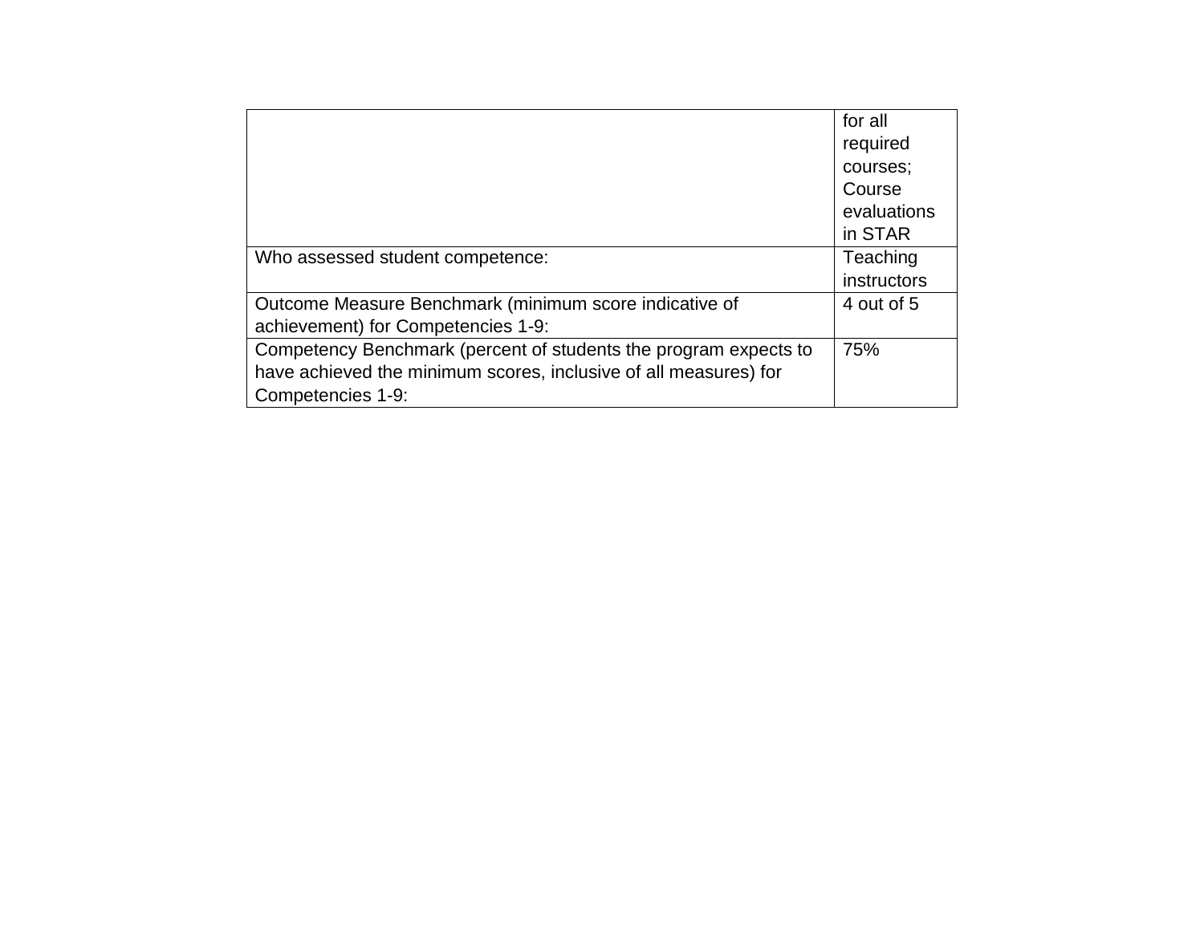| | |
|---|---|
| | for all required courses; Course evaluations in STAR |
| Who assessed student competence: | Teaching instructors |
| Outcome Measure Benchmark (minimum score indicative of achievement) for Competencies 1-9: | 4 out of 5 |
| Competency Benchmark (percent of students the program expects to have achieved the minimum scores, inclusive of all measures) for Competencies 1-9: | 75% |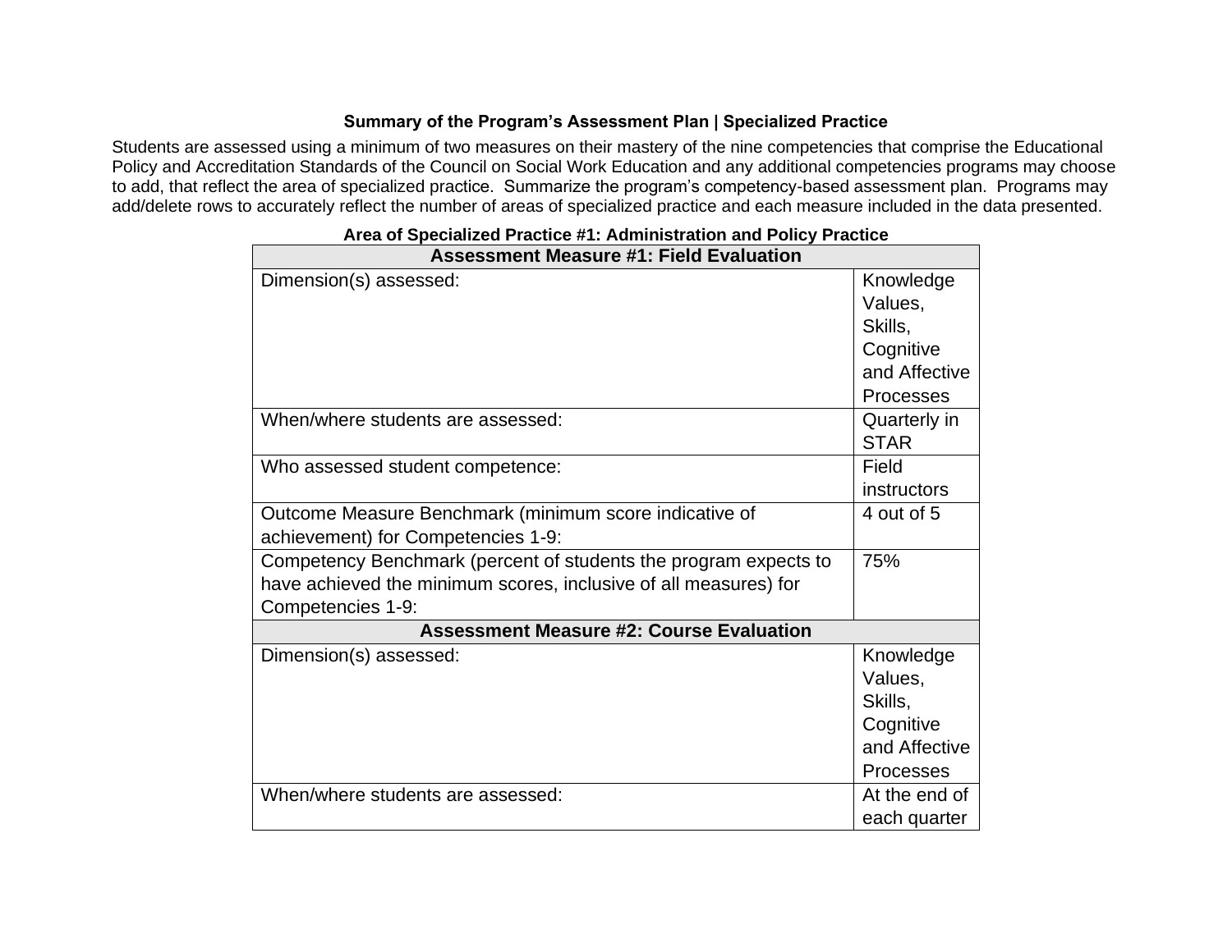**Summary of the Program's Assessment Plan | Specialized Practice**

Students are assessed using a minimum of two measures on their mastery of the nine competencies that comprise the Educational Policy and Accreditation Standards of the Council on Social Work Education and any additional competencies programs may choose to add, that reflect the area of specialized practice. Summarize the program's competency-based assessment plan. Programs may add/delete rows to accurately reflect the number of areas of specialized practice and each measure included in the data presented.

**Area of Specialized Practice #1: Administration and Policy Practice**

| **Assessment Measure #1: Field Evaluation** | |
|---|---|
| Dimension(s) assessed: | Knowledge Values, Skills, Cognitive and Affective Processes |
| When/where students are assessed: | Quarterly in STAR |
| Who assessed student competence: | Field instructors |
| Outcome Measure Benchmark (minimum score indicative of achievement) for Competencies 1-9: | 4 out of 5 |
| Competency Benchmark (percent of students the program expects to have achieved the minimum scores, inclusive of all measures) for Competencies 1-9: | 75% |
| **Assessment Measure #2: Course Evaluation** | |
| Dimension(s) assessed: | Knowledge Values, Skills, Cognitive and Affective Processes |
| When/where students are assessed: | At the end of each quarter |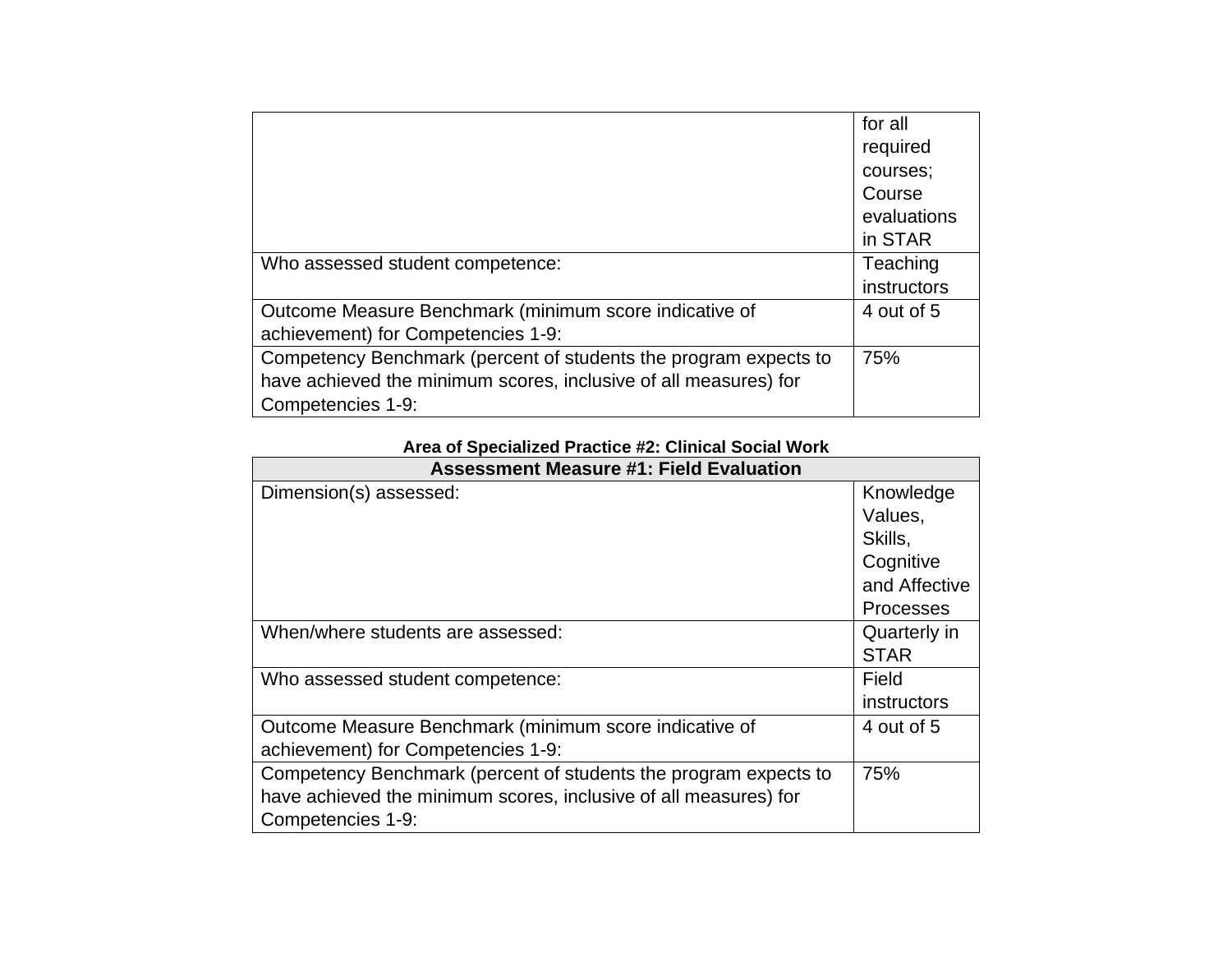| | |
|---|---|
| | for all required courses; Course evaluations in STAR |
| Who assessed student competence: | Teaching instructors |
| Outcome Measure Benchmark (minimum score indicative of achievement) for Competencies 1-9: | 4 out of 5 |
| Competency Benchmark (percent of students the program expects to have achieved the minimum scores, inclusive of all measures) for Competencies 1-9: | 75% |

**Area of Specialized Practice #2: Clinical Social Work**

| **Assessment Measure #1: Field Evaluation** | |
|---|---|
| Dimension(s) assessed: | Knowledge Values, Skills, Cognitive and Affective Processes |
| When/where students are assessed: | Quarterly in STAR |
| Who assessed student competence: | Field instructors |
| Outcome Measure Benchmark (minimum score indicative of achievement) for Competencies 1-9: | 4 out of 5 |
| Competency Benchmark (percent of students the program expects to have achieved the minimum scores, inclusive of all measures) for Competencies 1-9: | 75% |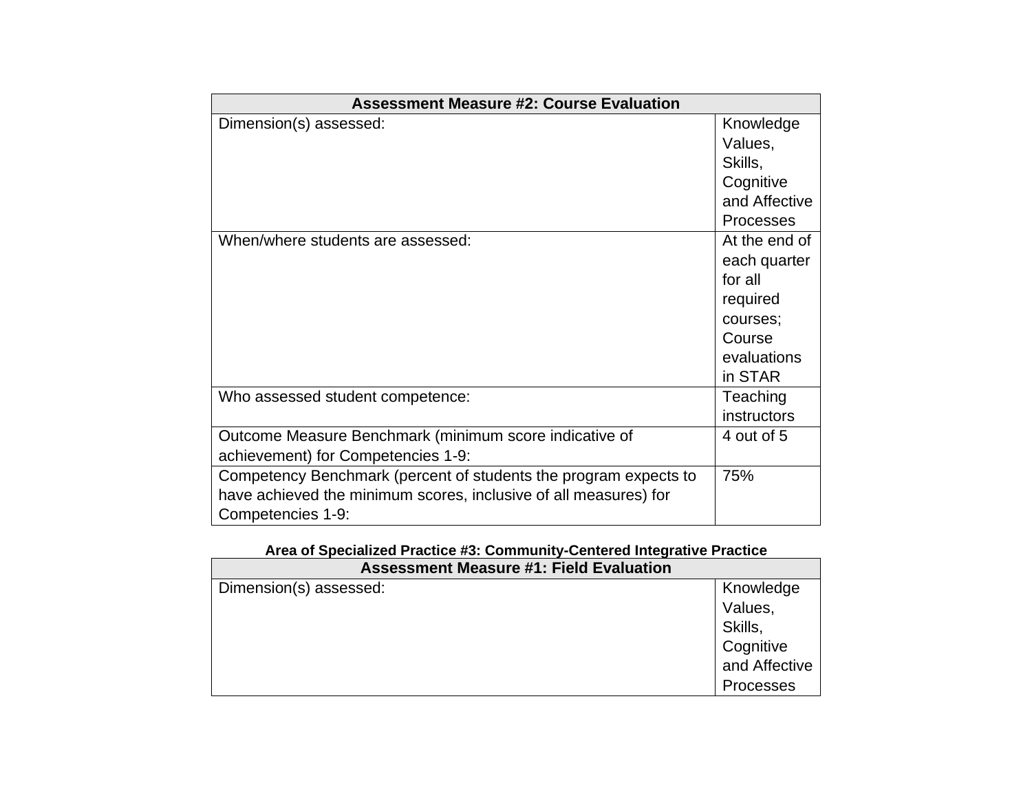| Assessment Measure #2: Course Evaluation | |
|---|---|
| Dimension(s) assessed: | Knowledge Values, Skills, Cognitive and Affective Processes |
| When/where students are assessed: | At the end of each quarter for all required courses; Course evaluations in STAR |
| Who assessed student competence: | Teaching instructors |
| Outcome Measure Benchmark (minimum score indicative of achievement) for Competencies 1-9: | 4 out of 5 |
| Competency Benchmark (percent of students the program expects to have achieved the minimum scores, inclusive of all measures) for Competencies 1-9: | 75% |

**Area of Specialized Practice #3: Community-Centered Integrative Practice**

| Assessment Measure #1: Field Evaluation | |
|---|---|
| Dimension(s) assessed: | Knowledge Values, Skills, Cognitive and Affective Processes |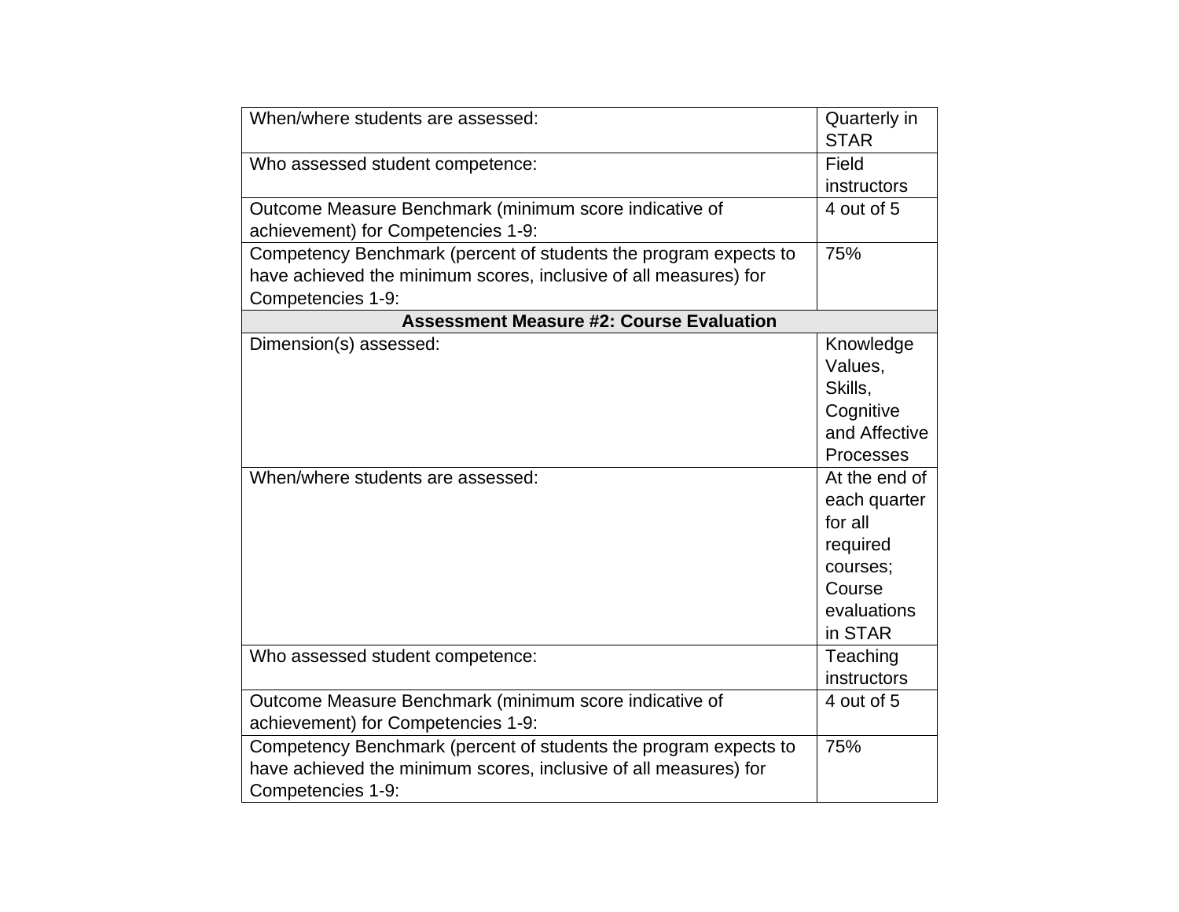| | |
|---|---|
| When/where students are assessed: | Quarterly in STAR |
| Who assessed student competence: | Field instructors |
| Outcome Measure Benchmark (minimum score indicative of achievement) for Competencies 1-9: | 4 out of 5 |
| Competency Benchmark (percent of students the program expects to have achieved the minimum scores, inclusive of all measures) for Competencies 1-9: | 75% |
| **Assessment Measure #2: Course Evaluation** | |
| Dimension(s) assessed: | Knowledge Values, Skills, Cognitive and Affective Processes |
| When/where students are assessed: | At the end of each quarter for all required courses; Course evaluations in STAR |
| Who assessed student competence: | Teaching instructors |
| Outcome Measure Benchmark (minimum score indicative of achievement) for Competencies 1-9: | 4 out of 5 |
| Competency Benchmark (percent of students the program expects to have achieved the minimum scores, inclusive of all measures) for Competencies 1-9: | 75% |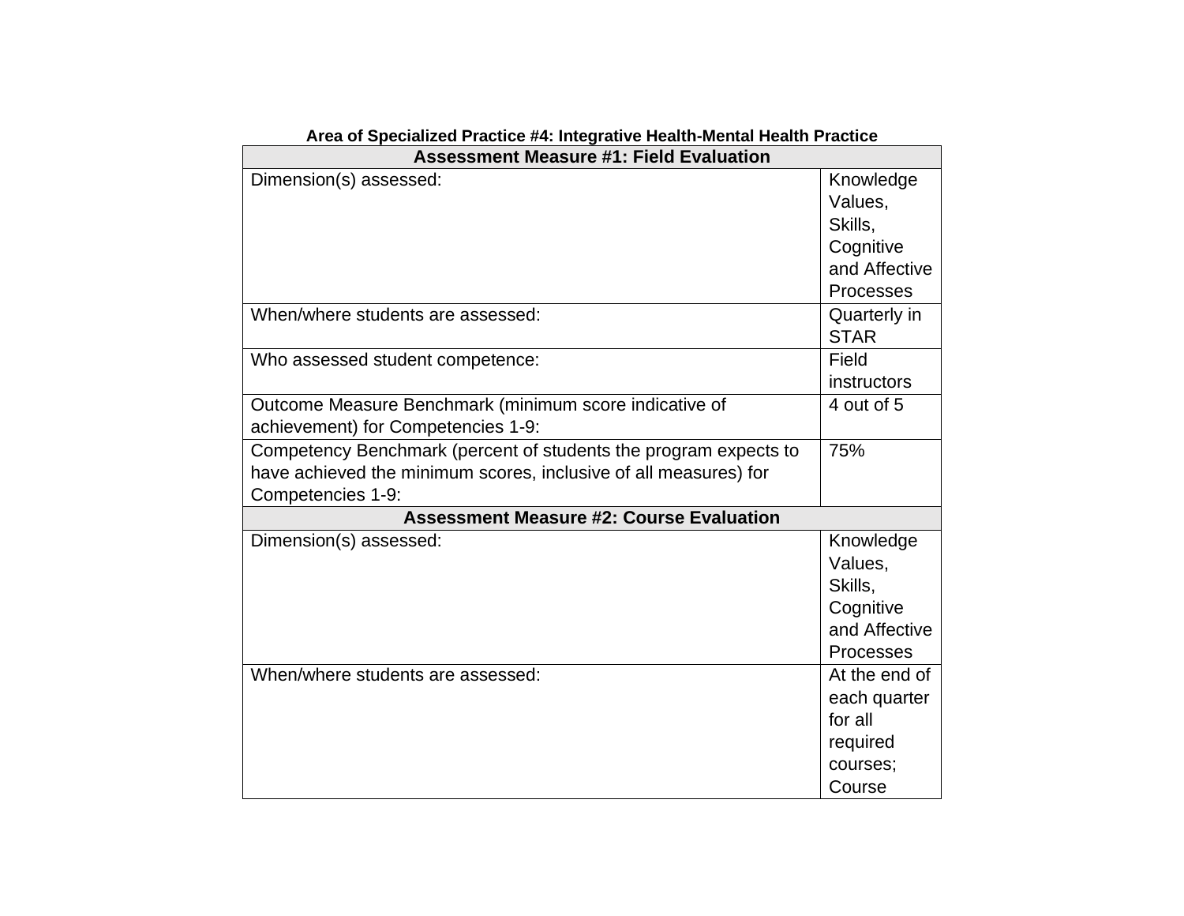**Area of Specialized Practice #4: Integrative Health-Mental Health Practice**

| Assessment Measure #1: Field Evaluation | |
|---|---|
| Dimension(s) assessed: | Knowledge Values, Skills, Cognitive and Affective Processes |
| When/where students are assessed: | Quarterly in STAR |
| Who assessed student competence: | Field instructors |
| Outcome Measure Benchmark (minimum score indicative of achievement) for Competencies 1-9: | 4 out of 5 |
| Competency Benchmark (percent of students the program expects to have achieved the minimum scores, inclusive of all measures) for Competencies 1-9: | 75% |
| **Assessment Measure #2: Course Evaluation** | |
| Dimension(s) assessed: | Knowledge Values, Skills, Cognitive and Affective Processes |
| When/where students are assessed: | At the end of each quarter for all required courses; Course |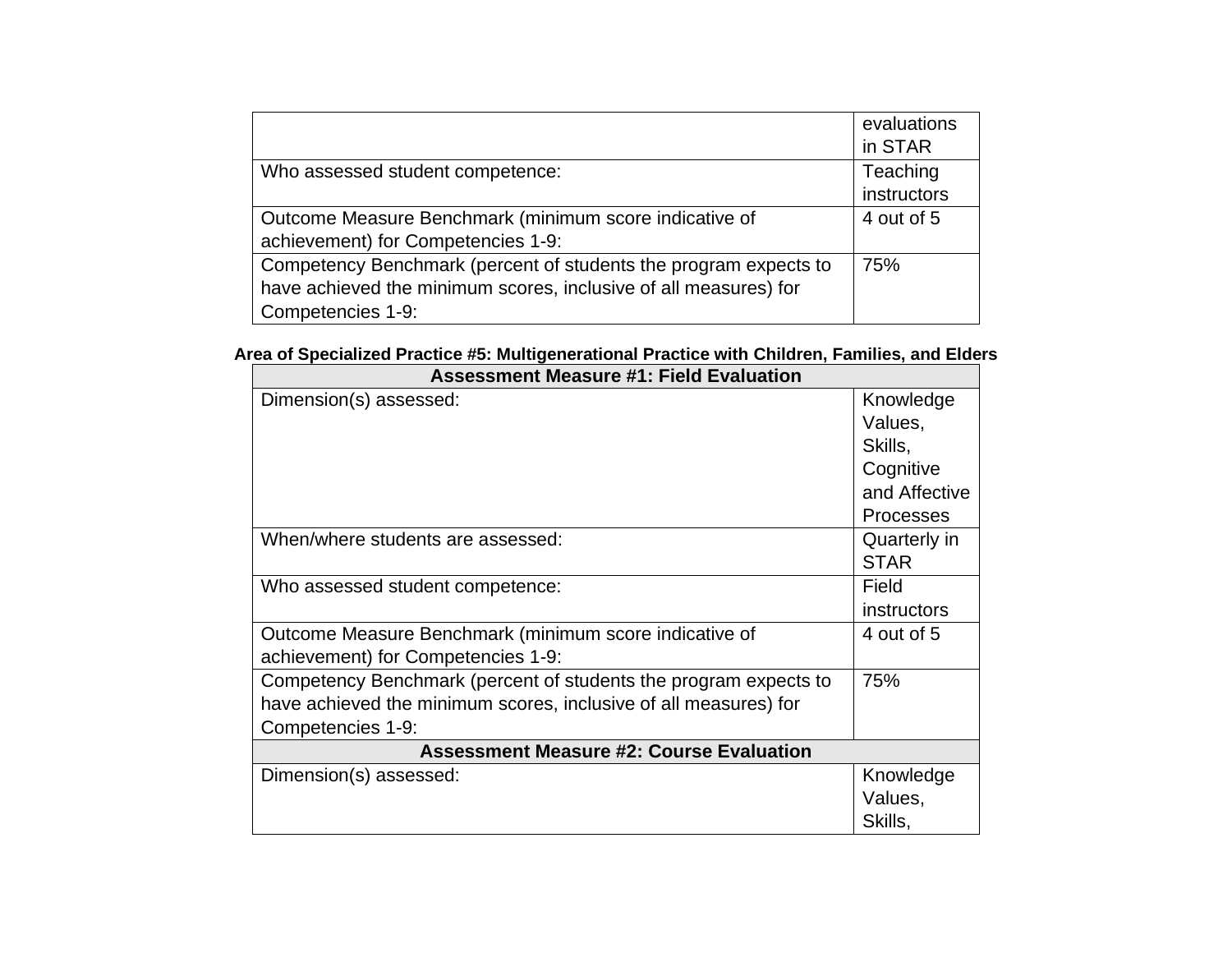| | |
|---|---|
| | evaluations in STAR |
| Who assessed student competence: | Teaching instructors |
| Outcome Measure Benchmark (minimum score indicative of achievement) for Competencies 1-9: | 4 out of 5 |
| Competency Benchmark (percent of students the program expects to have achieved the minimum scores, inclusive of all measures) for Competencies 1-9: | 75% |

**Area of Specialized Practice #5: Multigenerational Practice with Children, Families, and Elders**

| **Assessment Measure #1: Field Evaluation** | |
|---|---|
| Dimension(s) assessed: | Knowledge Values, Skills, Cognitive and Affective Processes |
| When/where students are assessed: | Quarterly in STAR |
| Who assessed student competence: | Field instructors |
| Outcome Measure Benchmark (minimum score indicative of achievement) for Competencies 1-9: | 4 out of 5 |
| Competency Benchmark (percent of students the program expects to have achieved the minimum scores, inclusive of all measures) for Competencies 1-9: | 75% |
| **Assessment Measure #2: Course Evaluation** | |
| Dimension(s) assessed: | Knowledge Values, Skills, |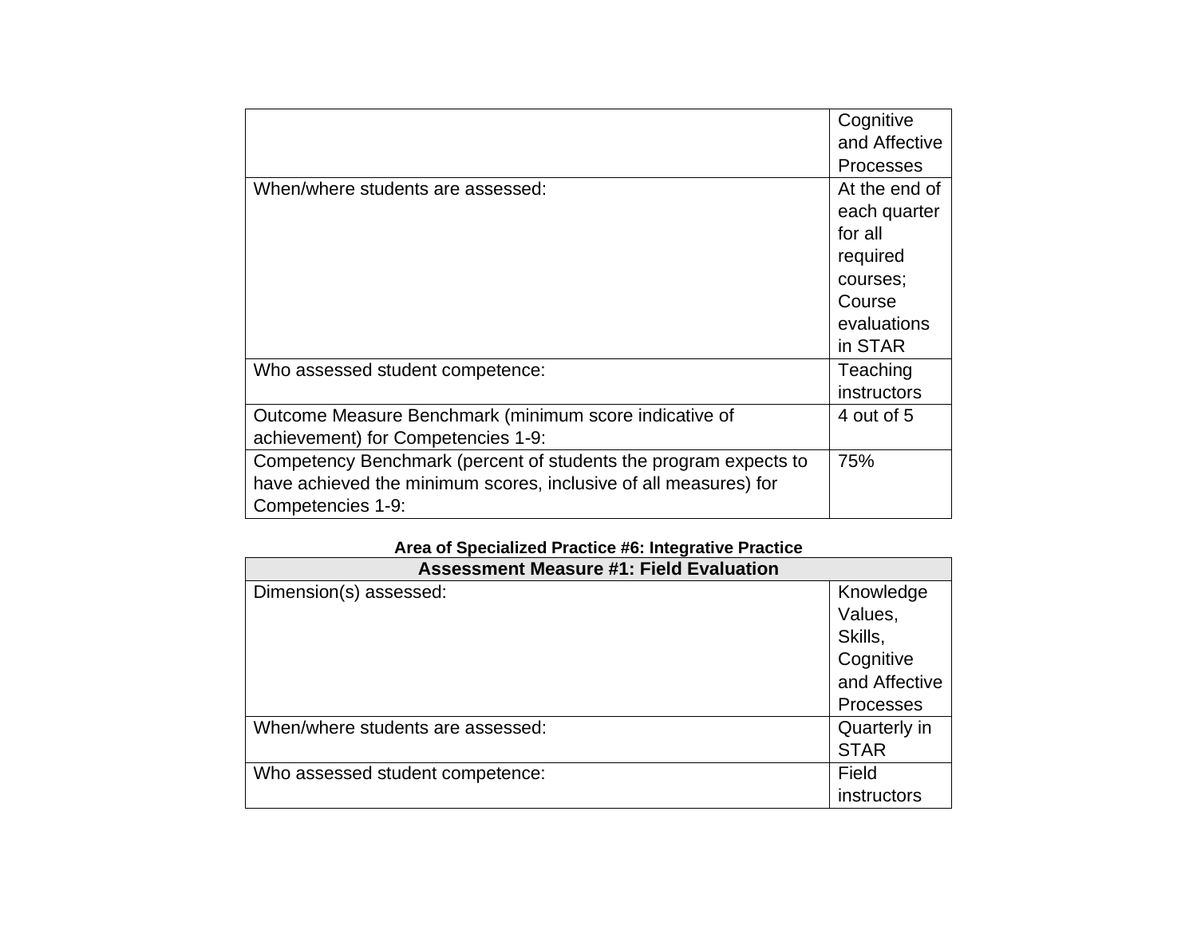| | |
|---|---|
| | Cognitive and Affective Processes |
| When/where students are assessed: | At the end of each quarter for all required courses; Course evaluations in STAR |
| Who assessed student competence: | Teaching instructors |
| Outcome Measure Benchmark (minimum score indicative of achievement) for Competencies 1-9: | 4 out of 5 |
| Competency Benchmark (percent of students the program expects to have achieved the minimum scores, inclusive of all measures) for Competencies 1-9: | 75% |

**Area of Specialized Practice #6: Integrative Practice**

| **Assessment Measure #1: Field Evaluation** | |
|---|---|
| Dimension(s) assessed: | Knowledge Values, Skills, Cognitive and Affective Processes |
| When/where students are assessed: | Quarterly in STAR |
| Who assessed student competence: | Field instructors |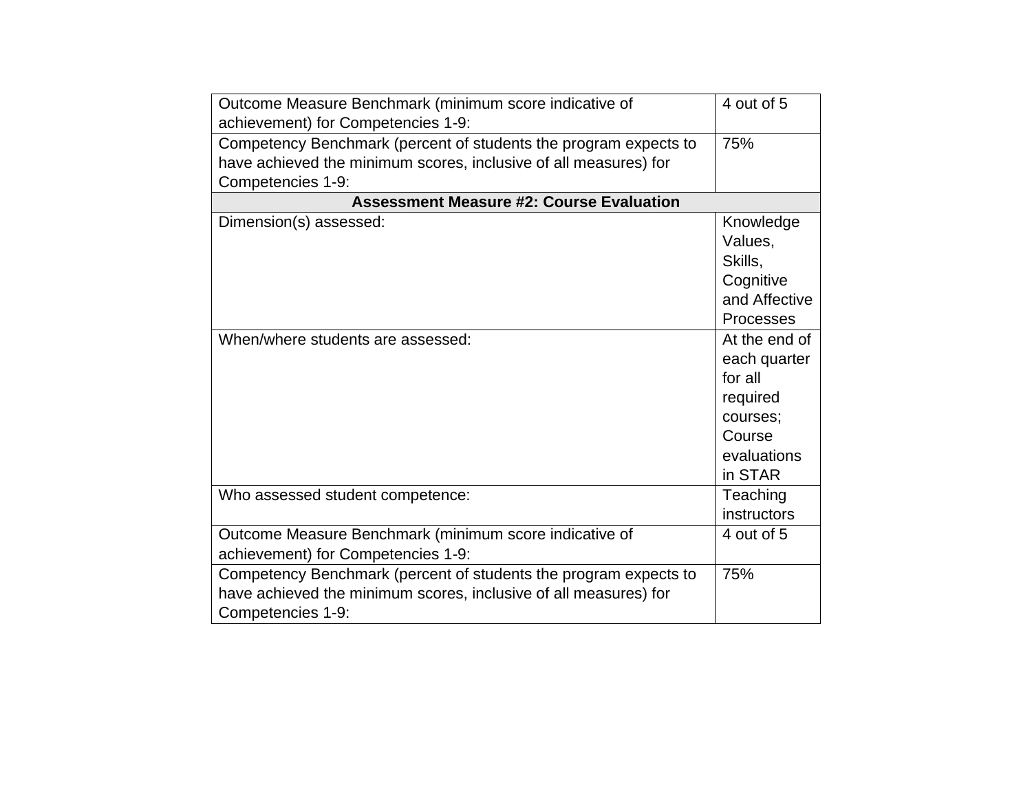| | |
|---|---|
| Outcome Measure Benchmark (minimum score indicative of achievement) for Competencies 1-9: | 4 out of 5 |
| Competency Benchmark (percent of students the program expects to have achieved the minimum scores, inclusive of all measures) for Competencies 1-9: | 75% |
| **Assessment Measure #2: Course Evaluation** | |
| Dimension(s) assessed: | Knowledge Values, Skills, Cognitive and Affective Processes |
| When/where students are assessed: | At the end of each quarter for all required courses; Course evaluations in STAR |
| Who assessed student competence: | Teaching instructors |
| Outcome Measure Benchmark (minimum score indicative of achievement) for Competencies 1-9: | 4 out of 5 |
| Competency Benchmark (percent of students the program expects to have achieved the minimum scores, inclusive of all measures) for Competencies 1-9: | 75% |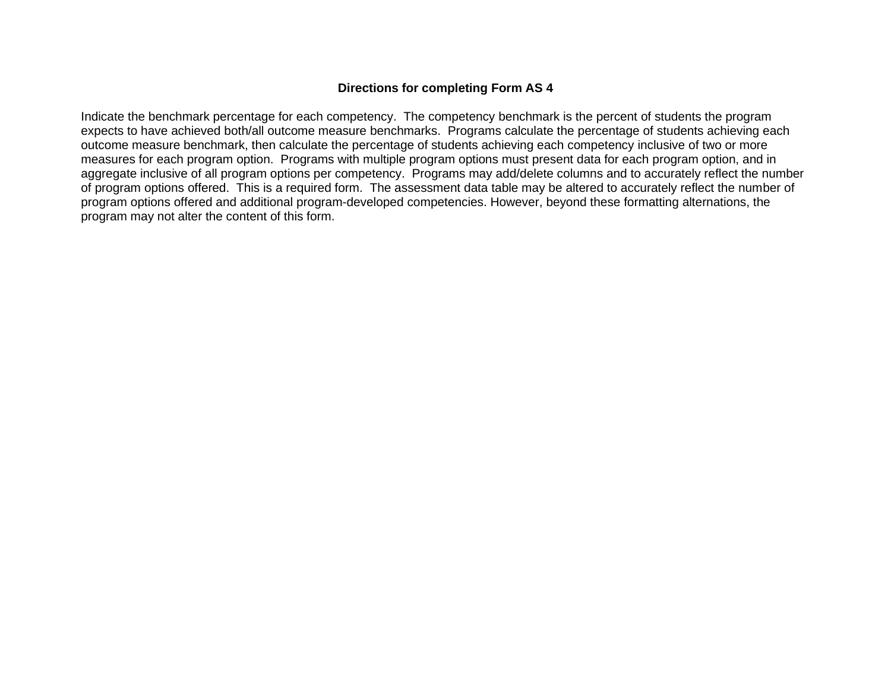**Directions for completing Form AS 4**

Indicate the benchmark percentage for each competency. The competency benchmark is the percent of students the program expects to have achieved both/all outcome measure benchmarks. Programs calculate the percentage of students achieving each outcome measure benchmark, then calculate the percentage of students achieving each competency inclusive of two or more measures for each program option. Programs with multiple program options must present data for each program option, and in aggregate inclusive of all program options per competency. Programs may add/delete columns and to accurately reflect the number of program options offered. This is a required form. The assessment data table may be altered to accurately reflect the number of program options offered and additional program-developed competencies. However, beyond these formatting alternations, the program may not alter the content of this form.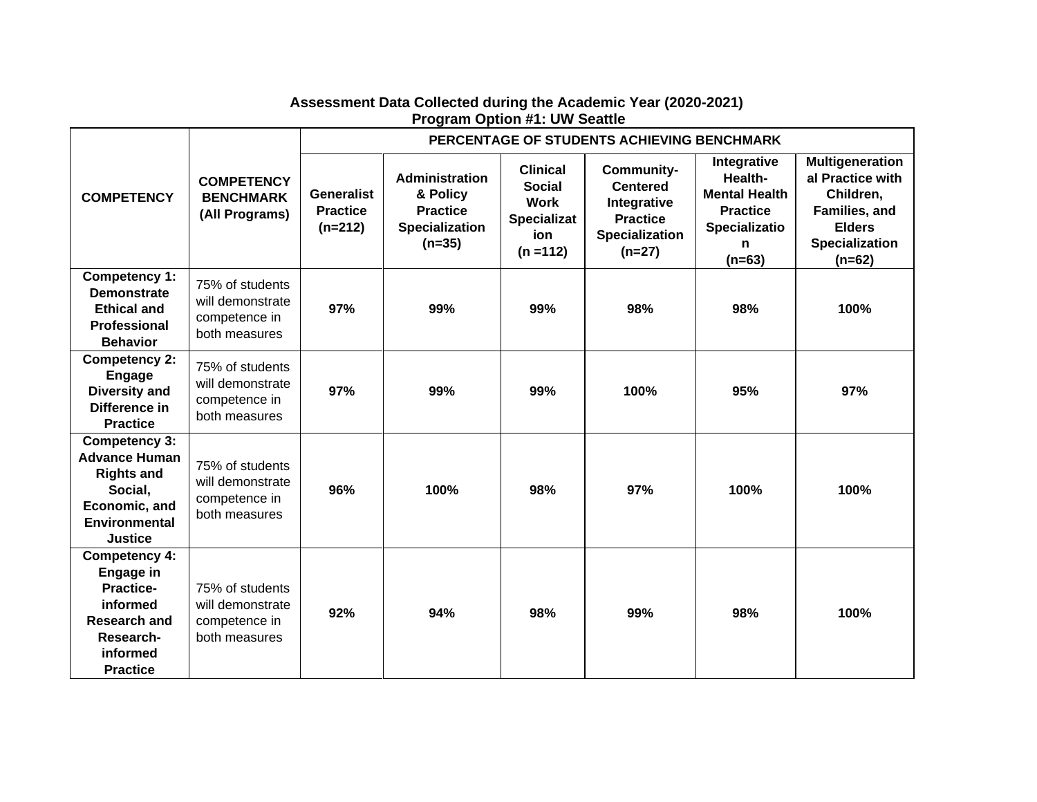**Assessment Data Collected during the Academic Year (2020-2021)**
**Program Option #1: UW Seattle**

| COMPETENCY | COMPETENCY BENCHMARK (All Programs) | PERCENTAGE OF STUDENTS ACHIEVING BENCHMARK | | | | | |
|---|---|---|---|---|---|---|---|
| | | Generalist Practice (n=212) | Administration & Policy Practice Specialization (n=35) | Clinical Social Work Specialization (n =112) | Community-Centered Integrative Practice Specialization (n=27) | Integrative Health-Mental Health Practice Specialization (n=63) | Multigenerational Practice with Children, Families, and Elders Specialization (n=62) |
| **Competency 1: Demonstrate Ethical and Professional Behavior** | 75% of students will demonstrate competence in both measures | **97%** | **99%** | **99%** | **98%** | **98%** | **100%** |
| **Competency 2: Engage Diversity and Difference in Practice** | 75% of students will demonstrate competence in both measures | **97%** | **99%** | **99%** | **100%** | **95%** | **97%** |
| **Competency 3: Advance Human Rights and Social, Economic, and Environmental Justice** | 75% of students will demonstrate competence in both measures | **96%** | **100%** | **98%** | **97%** | **100%** | **100%** |
| **Competency 4: Engage in Practice-informed Research and Research-informed Practice** | 75% of students will demonstrate competence in both measures | **92%** | **94%** | **98%** | **99%** | **98%** | **100%** |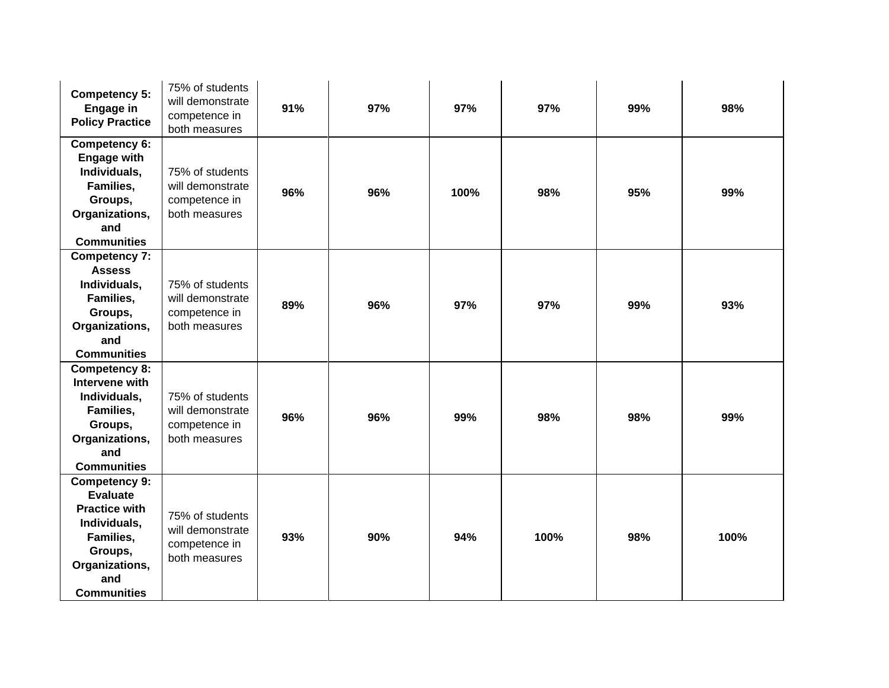| | | | | | | | |
|---|---|---|---|---|---|---|---|
| **Competency 5: Engage in Policy Practice** | 75% of students will demonstrate competence in both measures | **91%** | **97%** | **97%** | **97%** | **99%** | **98%** |
| **Competency 6: Engage with Individuals, Families, Groups, Organizations, and Communities** | 75% of students will demonstrate competence in both measures | **96%** | **96%** | **100%** | **98%** | **95%** | **99%** |
| **Competency 7: Assess Individuals, Families, Groups, Organizations, and Communities** | 75% of students will demonstrate competence in both measures | **89%** | **96%** | **97%** | **97%** | **99%** | **93%** |
| **Competency 8: Intervene with Individuals, Families, Groups, Organizations, and Communities** | 75% of students will demonstrate competence in both measures | **96%** | **96%** | **99%** | **98%** | **98%** | **99%** |
| **Competency 9: Evaluate Practice with Individuals, Families, Groups, Organizations, and Communities** | 75% of students will demonstrate competence in both measures | **93%** | **90%** | **94%** | **100%** | **98%** | **100%** |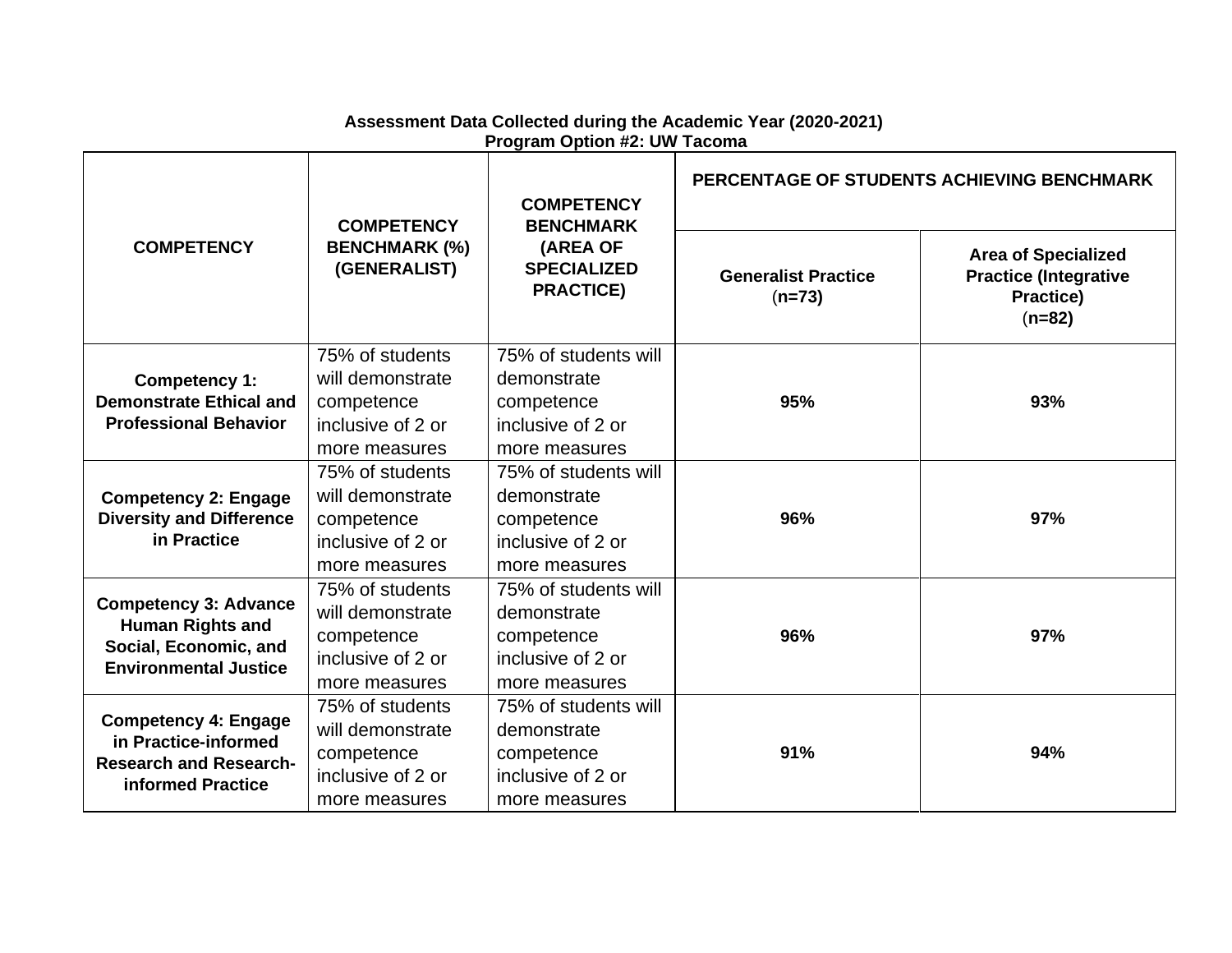**Assessment Data Collected during the Academic Year (2020-2021)**
**Program Option #2: UW Tacoma**

| COMPETENCY | COMPETENCY BENCHMARK (%) (GENERALIST) | COMPETENCY BENCHMARK (AREA OF SPECIALIZED PRACTICE) | PERCENTAGE OF STUDENTS ACHIEVING BENCHMARK | |
|---|---|---|---|---|
| | | | Generalist Practice (n=73) | Area of Specialized Practice (Integrative Practice) (n=82) |
| **Competency 1: Demonstrate Ethical and Professional Behavior** | 75% of students will demonstrate competence inclusive of 2 or more measures | 75% of students will demonstrate competence inclusive of 2 or more measures | **95%** | **93%** |
| **Competency 2: Engage Diversity and Difference in Practice** | 75% of students will demonstrate competence inclusive of 2 or more measures | 75% of students will demonstrate competence inclusive of 2 or more measures | **96%** | **97%** |
| **Competency 3: Advance Human Rights and Social, Economic, and Environmental Justice** | 75% of students will demonstrate competence inclusive of 2 or more measures | 75% of students will demonstrate competence inclusive of 2 or more measures | **96%** | **97%** |
| **Competency 4: Engage in Practice-informed Research and Research-informed Practice** | 75% of students will demonstrate competence inclusive of 2 or more measures | 75% of students will demonstrate competence inclusive of 2 or more measures | **91%** | **94%** |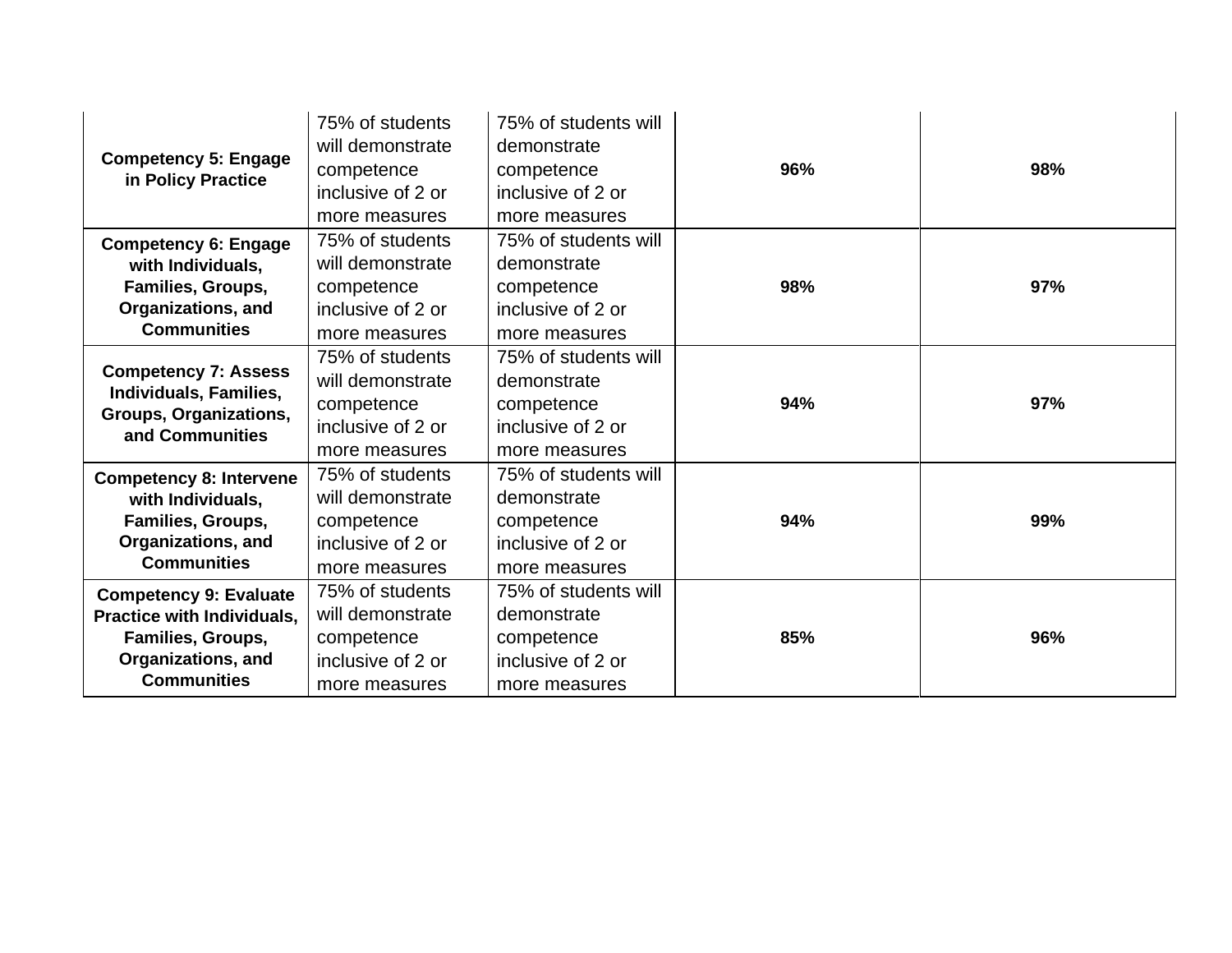| | | | | |
|---|---|---|---|---|
| **Competency 5: Engage in Policy Practice** | 75% of students will demonstrate competence inclusive of 2 or more measures | 75% of students will demonstrate competence inclusive of 2 or more measures | **96%** | **98%** |
| **Competency 6: Engage with Individuals, Families, Groups, Organizations, and Communities** | 75% of students will demonstrate competence inclusive of 2 or more measures | 75% of students will demonstrate competence inclusive of 2 or more measures | **98%** | **97%** |
| **Competency 7: Assess Individuals, Families, Groups, Organizations, and Communities** | 75% of students will demonstrate competence inclusive of 2 or more measures | 75% of students will demonstrate competence inclusive of 2 or more measures | **94%** | **97%** |
| **Competency 8: Intervene with Individuals, Families, Groups, Organizations, and Communities** | 75% of students will demonstrate competence inclusive of 2 or more measures | 75% of students will demonstrate competence inclusive of 2 or more measures | **94%** | **99%** |
| **Competency 9: Evaluate Practice with Individuals, Families, Groups, Organizations, and Communities** | 75% of students will demonstrate competence inclusive of 2 or more measures | 75% of students will demonstrate competence inclusive of 2 or more measures | **85%** | **96%** |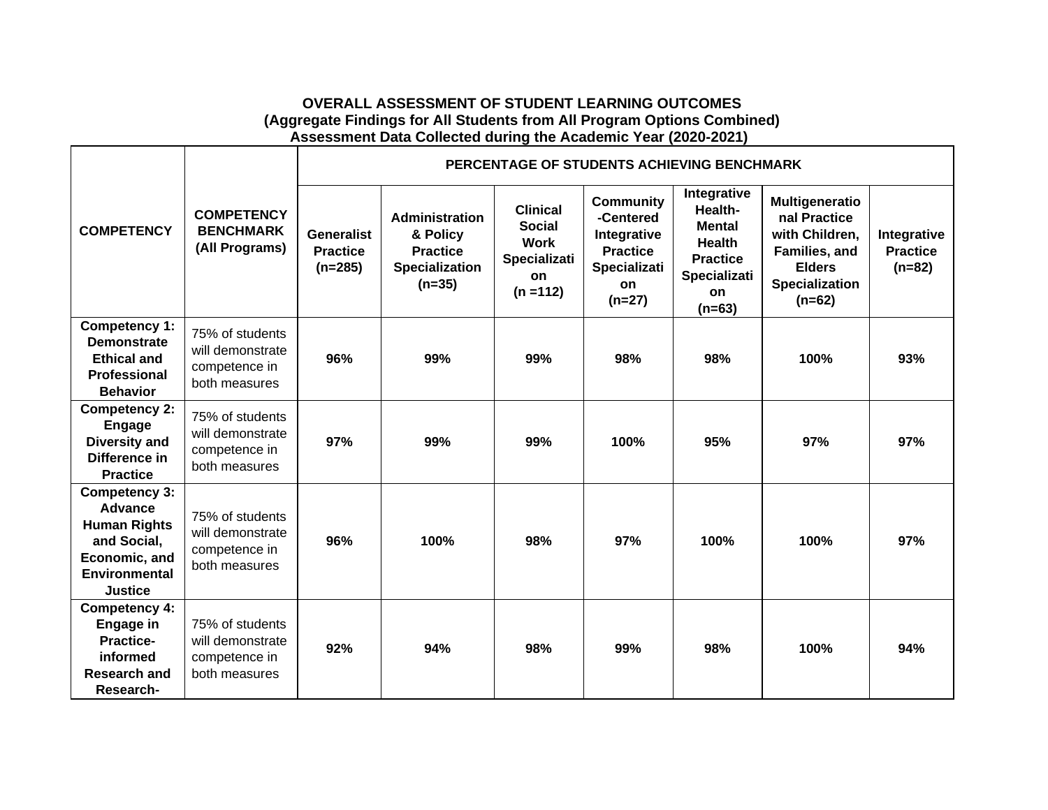**OVERALL ASSESSMENT OF STUDENT LEARNING OUTCOMES**
**(Aggregate Findings for All Students from All Program Options Combined)**
**Assessment Data Collected during the Academic Year (2020-2021)**

| COMPETENCY | COMPETENCY BENCHMARK (All Programs) | PERCENTAGE OF STUDENTS ACHIEVING BENCHMARK | | | | | | |
|---|---|---|---|---|---|---|---|---|
| | | Generalist Practice (n=285) | Administration & Policy Practice Specialization (n=35) | Clinical Social Work Specialization (n =112) | Community-Centered Integrative Practice Specialization (n=27) | Integrative Health-Mental Health Practice Specialization (n=63) | Multigenerational Practice with Children, Families, and Elders Specialization (n=62) | Integrative Practice (n=82) |
| **Competency 1: Demonstrate Ethical and Professional Behavior** | 75% of students will demonstrate competence in both measures | **96%** | **99%** | **99%** | **98%** | **98%** | **100%** | **93%** |
| **Competency 2: Engage Diversity and Difference in Practice** | 75% of students will demonstrate competence in both measures | **97%** | **99%** | **99%** | **100%** | **95%** | **97%** | **97%** |
| **Competency 3: Advance Human Rights and Social, Economic, and Environmental Justice** | 75% of students will demonstrate competence in both measures | **96%** | **100%** | **98%** | **97%** | **100%** | **100%** | **97%** |
| **Competency 4: Engage in Practice-informed Research and Research-** | 75% of students will demonstrate competence in both measures | **92%** | **94%** | **98%** | **99%** | **98%** | **100%** | **94%** |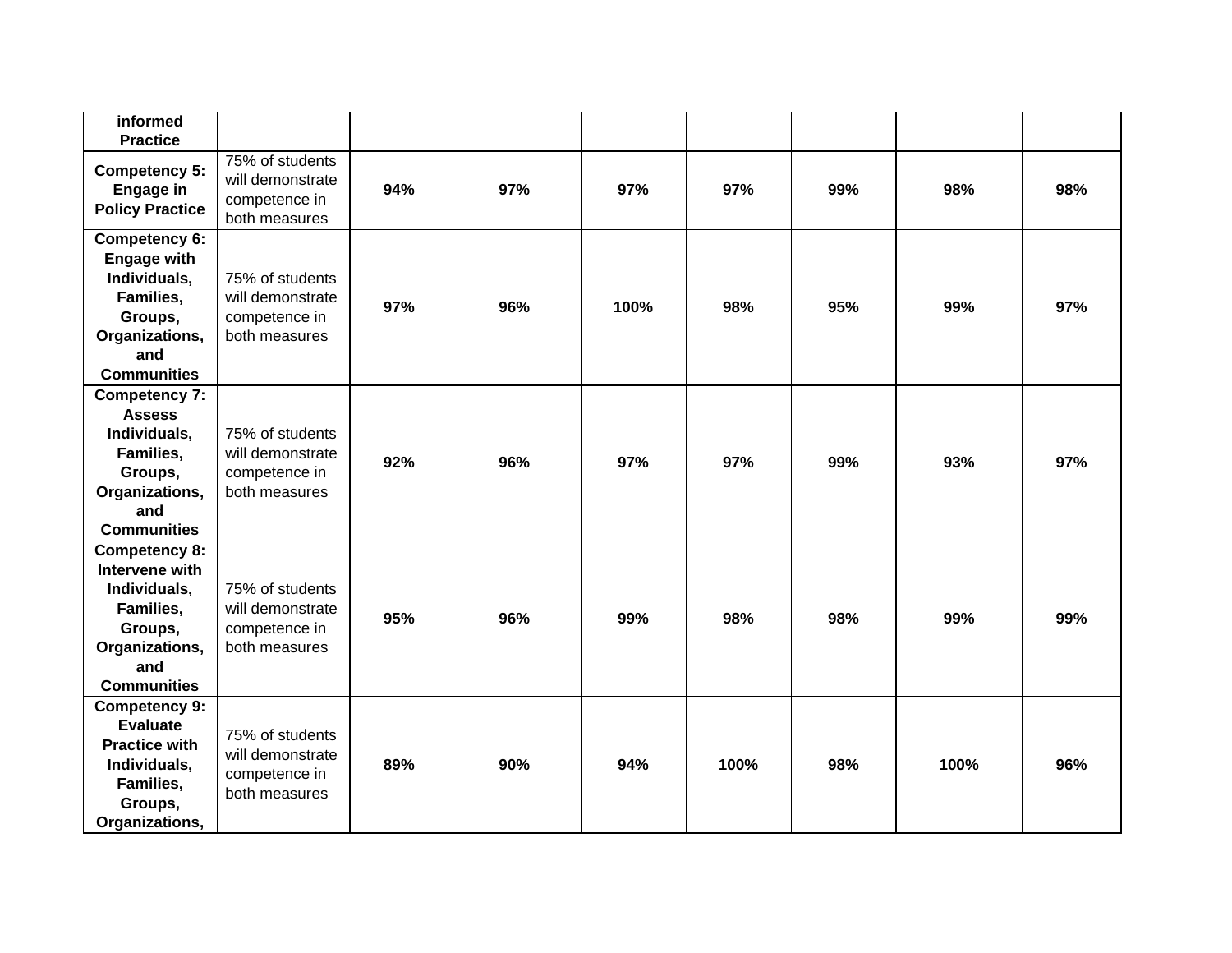| | | | | | | | | |
|---|---|---|---|---|---|---|---|---|
| **informed Practice** | | | | | | | | |
| **Competency 5: Engage in Policy Practice** | 75% of students will demonstrate competence in both measures | **94%** | **97%** | **97%** | **97%** | **99%** | **98%** | **98%** |
| **Competency 6: Engage with Individuals, Families, Groups, Organizations, and Communities** | 75% of students will demonstrate competence in both measures | **97%** | **96%** | **100%** | **98%** | **95%** | **99%** | **97%** |
| **Competency 7: Assess Individuals, Families, Groups, Organizations, and Communities** | 75% of students will demonstrate competence in both measures | **92%** | **96%** | **97%** | **97%** | **99%** | **93%** | **97%** |
| **Competency 8: Intervene with Individuals, Families, Groups, Organizations, and Communities** | 75% of students will demonstrate competence in both measures | **95%** | **96%** | **99%** | **98%** | **98%** | **99%** | **99%** |
| **Competency 9: Evaluate Practice with Individuals, Families, Groups, Organizations,** | 75% of students will demonstrate competence in both measures | **89%** | **90%** | **94%** | **100%** | **98%** | **100%** | **96%** |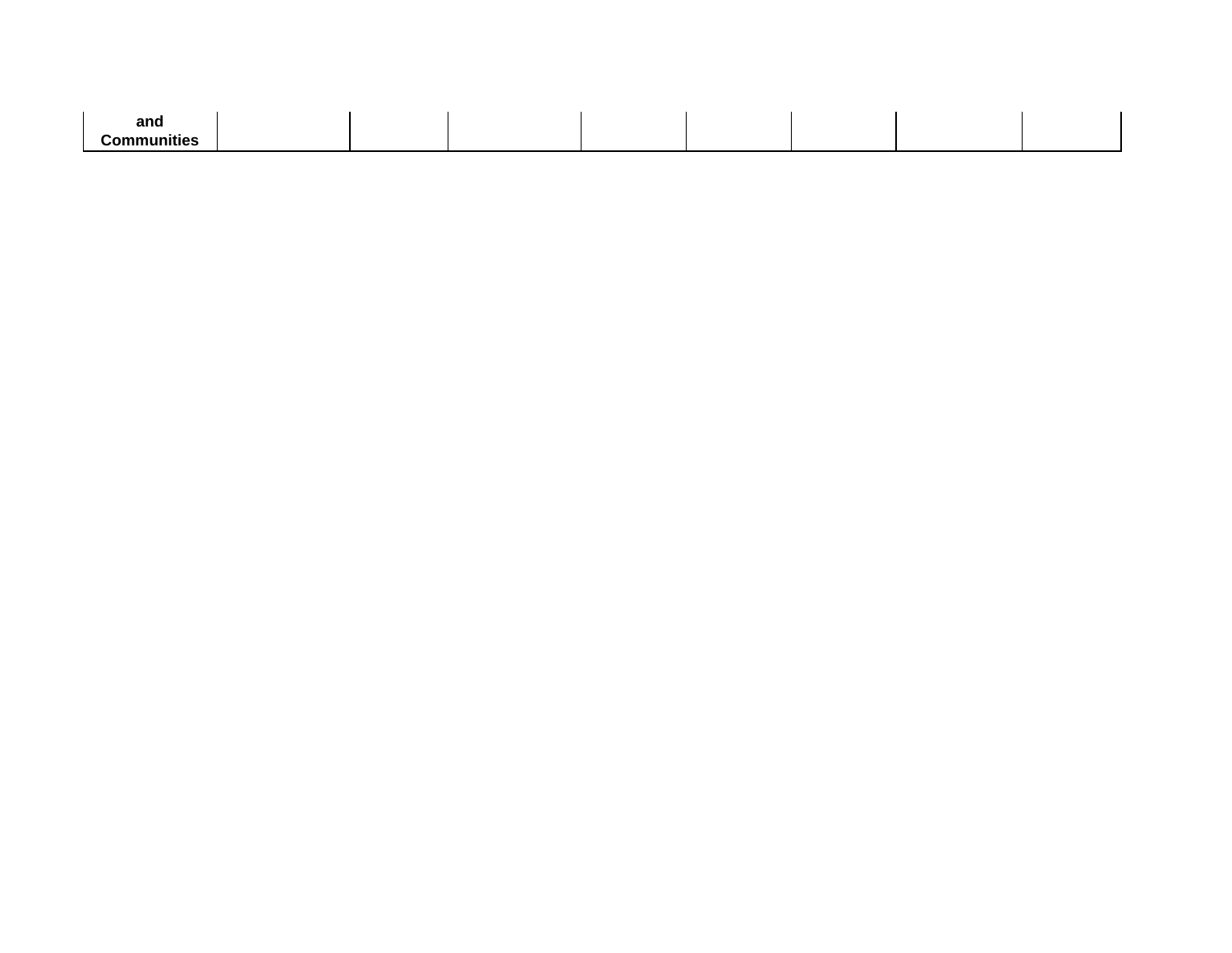| | | | | | | | | |
|---|---|---|---|---|---|---|---|---|
| **and Communities** | | | | | | | | |